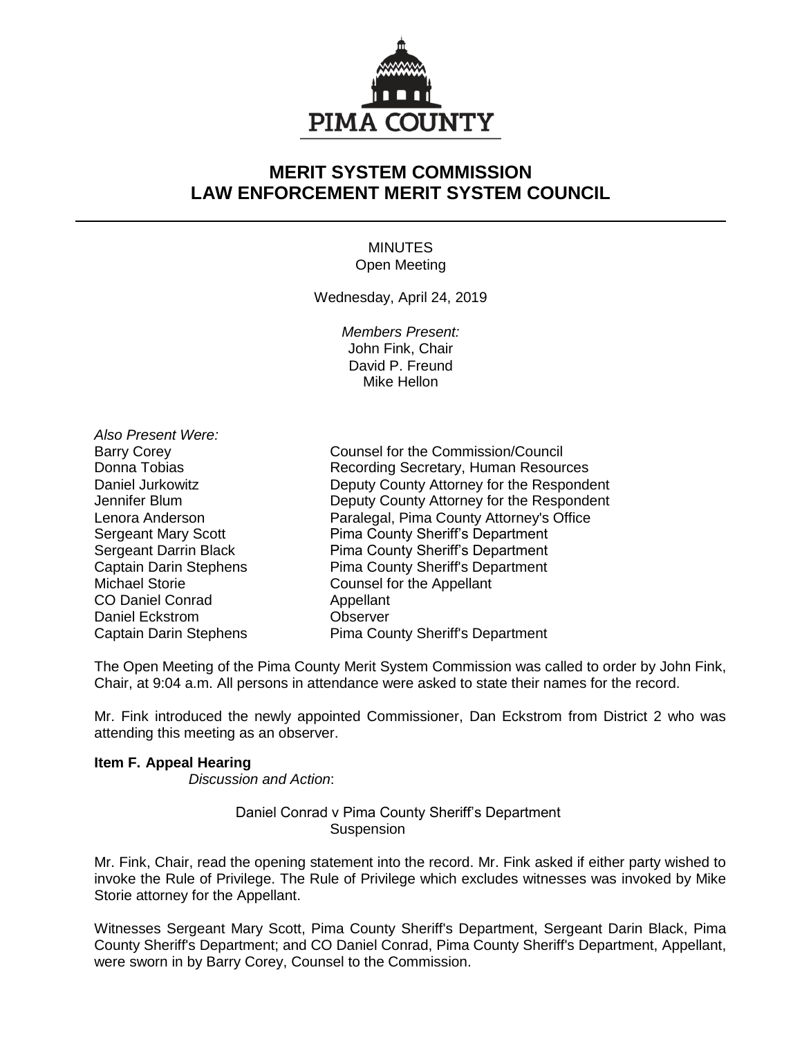PIMA COUNTY

# MERIT SYSTEM COMMISSION
# LAW ENFORCEMENT MERIT SYSTEM COUNCIL

MINUTES
Open Meeting

Wednesday, April 24, 2019

*Members Present:*
John Fink, Chair
David P. Freund
Mike Hellon

*Also Present Were:*

| | |
|---|---|
| Barry Corey | Counsel for the Commission/Council |
| Donna Tobias | Recording Secretary, Human Resources |
| Daniel Jurkowitz | Deputy County Attorney for the Respondent |
| Jennifer Blum | Deputy County Attorney for the Respondent |
| Lenora Anderson | Paralegal, Pima County Attorney's Office |
| Sergeant Mary Scott | Pima County Sheriff's Department |
| Sergeant Darrin Black | Pima County Sheriff's Department |
| Captain Darin Stephens | Pima County Sheriff's Department |
| Michael Storie | Counsel for the Appellant |
| CO Daniel Conrad | Appellant |
| Daniel Eckstrom | Observer |
| Captain Darin Stephens | Pima County Sheriff's Department |

The Open Meeting of the Pima County Merit System Commission was called to order by John Fink, Chair, at 9:04 a.m. All persons in attendance were asked to state their names for the record.

Mr. Fink introduced the newly appointed Commissioner, Dan Eckstrom from District 2 who was attending this meeting as an observer.

**Item F. Appeal Hearing**
*Discussion and Action*:

Daniel Conrad v Pima County Sheriff's Department
Suspension

Mr. Fink, Chair, read the opening statement into the record. Mr. Fink asked if either party wished to invoke the Rule of Privilege. The Rule of Privilege which excludes witnesses was invoked by Mike Storie attorney for the Appellant.

Witnesses Sergeant Mary Scott, Pima County Sheriff's Department, Sergeant Darin Black, Pima County Sheriff's Department; and CO Daniel Conrad, Pima County Sheriff's Department, Appellant, were sworn in by Barry Corey, Counsel to the Commission.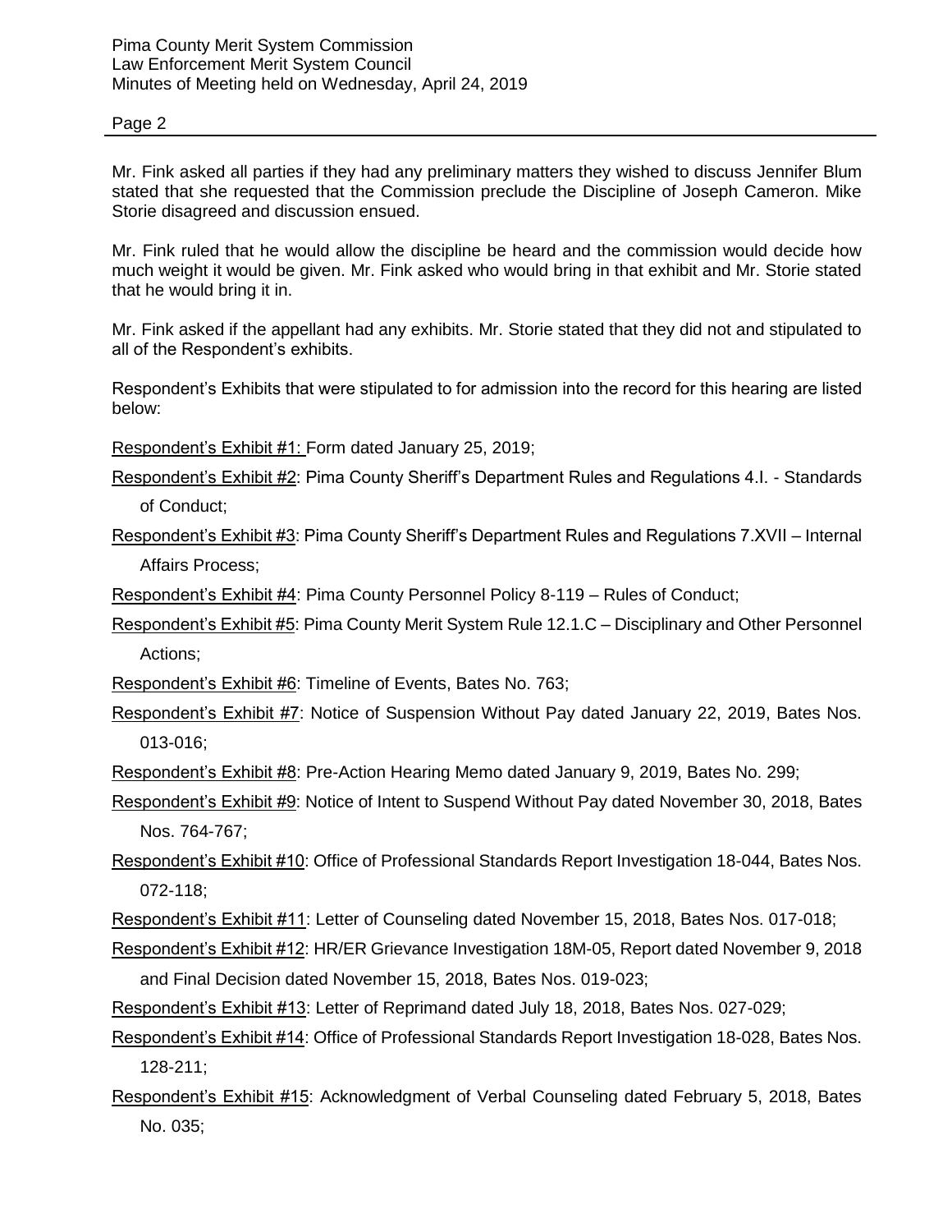Mr. Fink asked all parties if they had any preliminary matters they wished to discuss Jennifer Blum stated that she requested that the Commission preclude the Discipline of Joseph Cameron. Mike Storie disagreed and discussion ensued.

Mr. Fink ruled that he would allow the discipline be heard and the commission would decide how much weight it would be given. Mr. Fink asked who would bring in that exhibit and Mr. Storie stated that he would bring it in.

Mr. Fink asked if the appellant had any exhibits. Mr. Storie stated that they did not and stipulated to all of the Respondent's exhibits.

Respondent's Exhibits that were stipulated to for admission into the record for this hearing are listed below:

Respondent's Exhibit #1: Form dated January 25, 2019;

Respondent's Exhibit #2: Pima County Sheriff's Department Rules and Regulations 4.I. - Standards of Conduct;

Respondent's Exhibit #3: Pima County Sheriff's Department Rules and Regulations 7.XVII – Internal Affairs Process;

Respondent's Exhibit #4: Pima County Personnel Policy 8-119 – Rules of Conduct;

Respondent's Exhibit #5: Pima County Merit System Rule 12.1.C – Disciplinary and Other Personnel Actions;

Respondent's Exhibit #6: Timeline of Events, Bates No. 763;

Respondent's Exhibit #7: Notice of Suspension Without Pay dated January 22, 2019, Bates Nos. 013-016;

Respondent's Exhibit #8: Pre-Action Hearing Memo dated January 9, 2019, Bates No. 299;

Respondent's Exhibit #9: Notice of Intent to Suspend Without Pay dated November 30, 2018, Bates Nos. 764-767;

Respondent's Exhibit #10: Office of Professional Standards Report Investigation 18-044, Bates Nos. 072-118;

Respondent's Exhibit #11: Letter of Counseling dated November 15, 2018, Bates Nos. 017-018;

Respondent's Exhibit #12: HR/ER Grievance Investigation 18M-05, Report dated November 9, 2018 and Final Decision dated November 15, 2018, Bates Nos. 019-023;

Respondent's Exhibit #13: Letter of Reprimand dated July 18, 2018, Bates Nos. 027-029;

Respondent's Exhibit #14: Office of Professional Standards Report Investigation 18-028, Bates Nos. 128-211;

Respondent's Exhibit #15: Acknowledgment of Verbal Counseling dated February 5, 2018, Bates No. 035;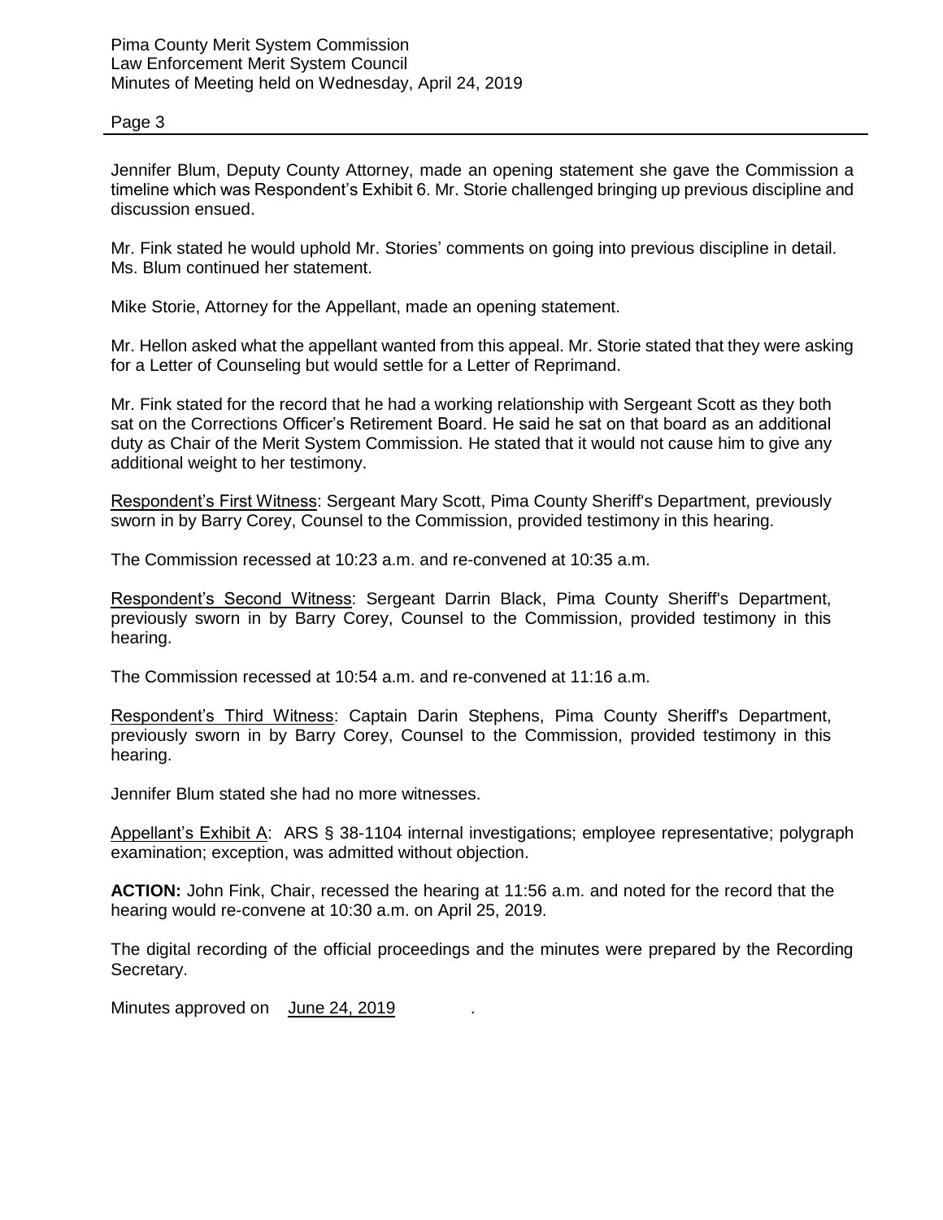Jennifer Blum, Deputy County Attorney, made an opening statement she gave the Commission a timeline which was Respondent's Exhibit 6. Mr. Storie challenged bringing up previous discipline and discussion ensued.

Mr. Fink stated he would uphold Mr. Stories' comments on going into previous discipline in detail. Ms. Blum continued her statement.

Mike Storie, Attorney for the Appellant, made an opening statement.

Mr. Hellon asked what the appellant wanted from this appeal. Mr. Storie stated that they were asking for a Letter of Counseling but would settle for a Letter of Reprimand.

Mr. Fink stated for the record that he had a working relationship with Sergeant Scott as they both sat on the Corrections Officer's Retirement Board. He said he sat on that board as an additional duty as Chair of the Merit System Commission. He stated that it would not cause him to give any additional weight to her testimony.

Respondent's First Witness: Sergeant Mary Scott, Pima County Sheriff's Department, previously sworn in by Barry Corey, Counsel to the Commission, provided testimony in this hearing.

The Commission recessed at 10:23 a.m. and re-convened at 10:35 a.m.

Respondent's Second Witness: Sergeant Darrin Black, Pima County Sheriff's Department, previously sworn in by Barry Corey, Counsel to the Commission, provided testimony in this hearing.

The Commission recessed at 10:54 a.m. and re-convened at 11:16 a.m.

Respondent's Third Witness: Captain Darin Stephens, Pima County Sheriff's Department, previously sworn in by Barry Corey, Counsel to the Commission, provided testimony in this hearing.

Jennifer Blum stated she had no more witnesses.

Appellant's Exhibit A: ARS § 38-1104 internal investigations; employee representative; polygraph examination; exception, was admitted without objection.

**ACTION:** John Fink, Chair, recessed the hearing at 11:56 a.m. and noted for the record that the hearing would re-convene at 10:30 a.m. on April 25, 2019.

The digital recording of the official proceedings and the minutes were prepared by the Recording Secretary.

Minutes approved on June 24, 2019 .